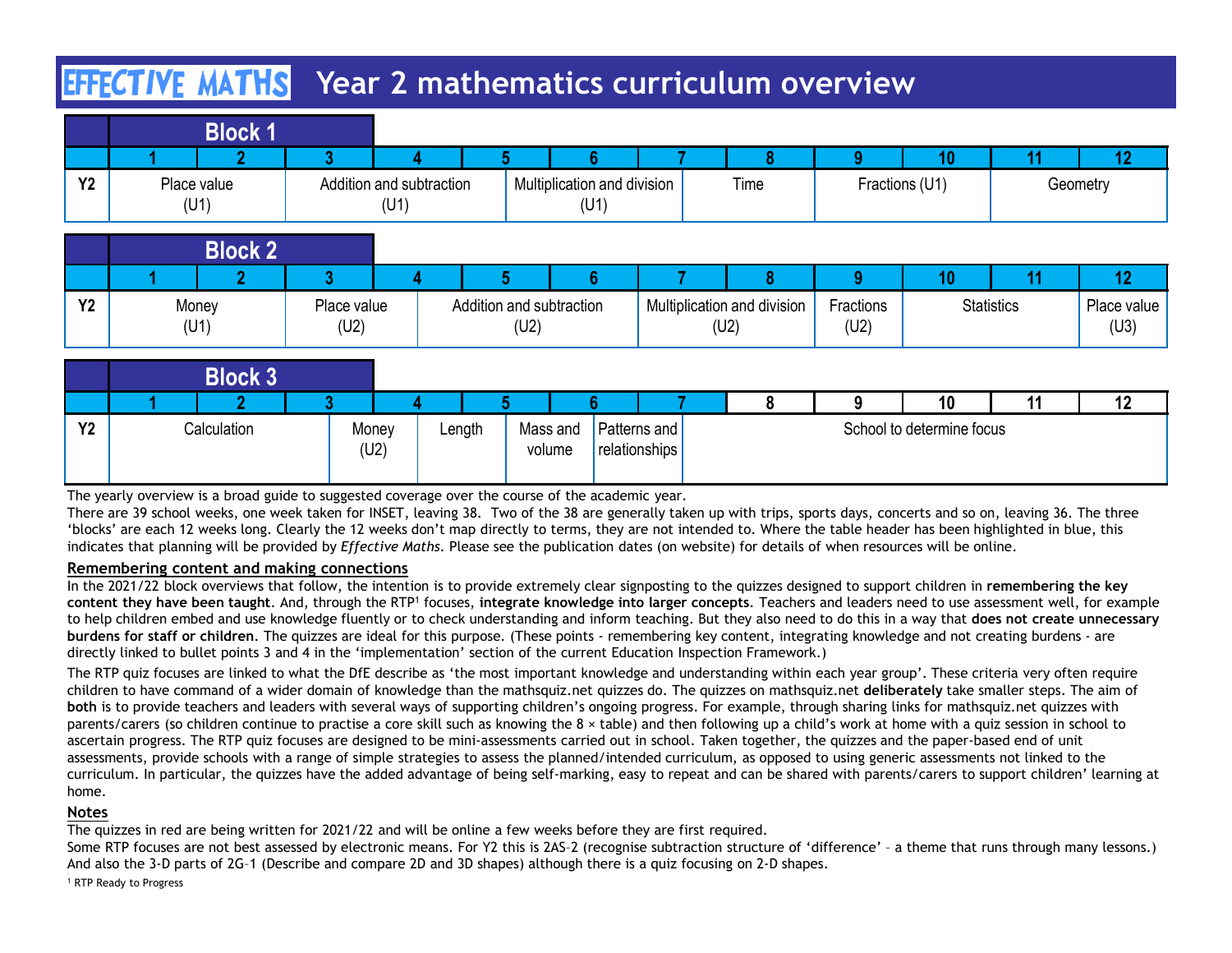# EFFECTIVE MATHS Year 2 mathematics curriculum overview

| Block 1 | 1 | 2 | 3 | 4 | 5 | 6 | 7 | 8 | 9 | 10 | 11 | 12 |
|---|---|---|---|---|---|---|---|---|---|---|---|---|
| Y2 | Place value (U1) | | Addition and subtraction (U1) | | Multiplication and division (U1) | | | Time | Fractions (U1) | | Geometry | |

| Block 2 | 1 | 2 | 3 | 4 | 5 | 6 | 7 | 8 | 9 | 10 | 11 | 12 |
|---|---|---|---|---|---|---|---|---|---|---|---|---|
| Y2 | Money (U1) | | Place value (U2) | | Addition and subtraction (U2) | | Multiplication and division (U2) | | Fractions (U2) | Statistics | | Place value (U3) |

| Block 3 | 1 | 2 | 3 | 4 | 5 | 6 | 7 | 8 | 9 | 10 | 11 | 12 |
|---|---|---|---|---|---|---|---|---|---|---|---|---|
| Y2 | Calculation | | Money (U2) | Length | Mass and volume | Patterns and relationships | | School to determine focus | | | | |

The yearly overview is a broad guide to suggested coverage over the course of the academic year.

There are 39 school weeks, one week taken for INSET, leaving 38. Two of the 38 are generally taken up with trips, sports days, concerts and so on, leaving 36. The three 'blocks' are each 12 weeks long. Clearly the 12 weeks don't map directly to terms, they are not intended to. Where the table header has been highlighted in blue, this indicates that planning will be provided by *Effective Maths*. Please see the publication dates (on website) for details of when resources will be online.

**Remembering content and making connections**

In the 2021/22 block overviews that follow, the intention is to provide extremely clear signposting to the quizzes designed to support children in **remembering the key content they have been taught**. And, through the RTP[1] focuses, **integrate knowledge into larger concepts**. Teachers and leaders need to use assessment well, for example to help children embed and use knowledge fluently or to check understanding and inform teaching. But they also need to do this in a way that **does not create unnecessary burdens for staff or children**. The quizzes are ideal for this purpose. (These points - remembering key content, integrating knowledge and not creating burdens - are directly linked to bullet points 3 and 4 in the 'implementation' section of the current Education Inspection Framework.)

The RTP quiz focuses are linked to what the DfE describe as 'the most important knowledge and understanding within each year group'. These criteria very often require children to have command of a wider domain of knowledge than the mathsquiz.net quizzes do. The quizzes on mathsquiz.net **deliberately** take smaller steps. The aim of **both** is to provide teachers and leaders with several ways of supporting children's ongoing progress. For example, through sharing links for mathsquiz.net quizzes with parents/carers (so children continue to practise a core skill such as knowing the 8 × table) and then following up a child's work at home with a quiz session in school to ascertain progress. The RTP quiz focuses are designed to be mini-assessments carried out in school. Taken together, the quizzes and the paper-based end of unit assessments, provide schools with a range of simple strategies to assess the planned/intended curriculum, as opposed to using generic assessments not linked to the curriculum. In particular, the quizzes have the added advantage of being self-marking, easy to repeat and can be shared with parents/carers to support children' learning at home.

**Notes**

The quizzes in red are being written for 2021/22 and will be online a few weeks before they are first required.

Some RTP focuses are not best assessed by electronic means. For Y2 this is 2AS–2 (recognise subtraction structure of 'difference' – a theme that runs through many lessons.) And also the 3-D parts of 2G–1 (Describe and compare 2D and 3D shapes) although there is a quiz focusing on 2-D shapes.

[1] RTP Ready to Progress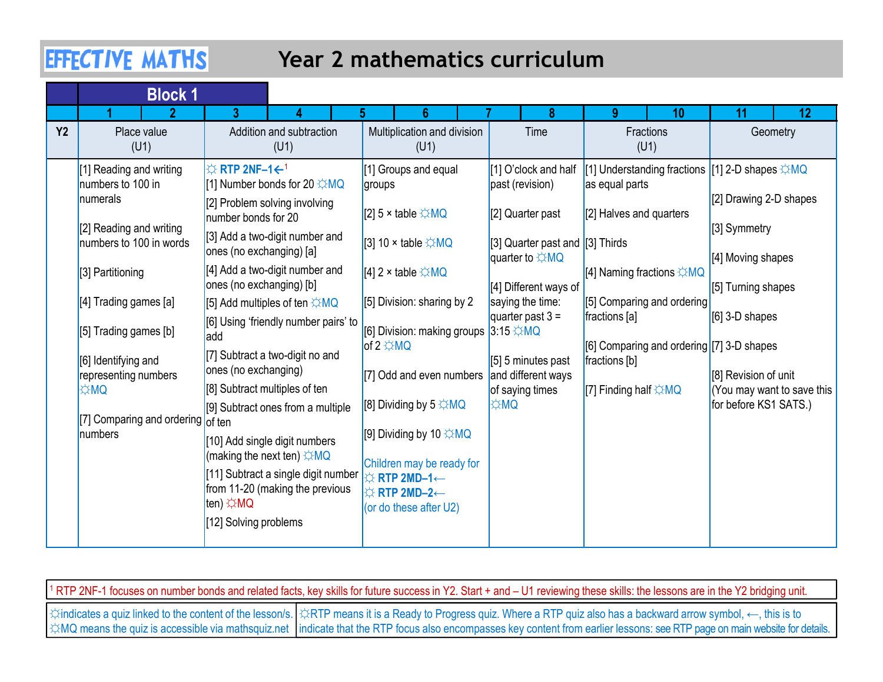# EFFECTIVE MATHS — Year 2 mathematics curriculum

## Block 1

| | 1 | 2 | 3 | 4 | 5 | 6 | 7 | 8 | 9 | 10 | 11 | 12 |
|---|---|---|---|---|---|---|---|---|---|---|---|---|
| **Y2** | Place value (U1) | | Addition and subtraction (U1) | | Multiplication and division (U1) | | Time | | Fractions (U1) | | Geometry | |
| | [1] Reading and writing numbers to 100 in numerals<br><br>[2] Reading and writing numbers to 100 in words<br><br>[3] Partitioning<br><br>[4] Trading games [a]<br><br>[5] Trading games [b]<br><br>[6] Identifying and representing numbers ☼MQ<br><br>[7] Comparing and ordering numbers | | ☼ **RTP 2NF–1←**[1]<br>[1] Number bonds for 20 ☼MQ<br>[2] Problem solving involving number bonds for 20<br>[3] Add a two-digit number and ones (no exchanging) [a]<br>[4] Add a two-digit number and ones (no exchanging) [b]<br>[5] Add multiples of ten ☼MQ<br>[6] Using 'friendly number pairs' to add<br>[7] Subtract a two-digit no and ones (no exchanging)<br>[8] Subtract multiples of ten<br>[9] Subtract ones from a multiple of ten<br>[10] Add single digit numbers (making the next ten) ☼MQ<br>[11] Subtract a single digit number from 11-20 (making the previous ten) ☼MQ<br>[12] Solving problems | | [1] Groups and equal groups<br><br>[2] 5 × table ☼MQ<br><br>[3] 10 × table ☼MQ<br><br>[4] 2 × table ☼MQ<br><br>[5] Division: sharing by 2<br><br>[6] Division: making groups of 2 ☼MQ<br><br>[7] Odd and even numbers<br><br>[8] Dividing by 5 ☼MQ<br><br>[9] Dividing by 10 ☼MQ<br><br>Children may be ready for<br>☼ **RTP 2MD–1←**<br>☼ **RTP 2MD–2←**<br>(or do these after U2) | | [1] O'clock and half past (revision)<br><br>[2] Quarter past<br><br>[3] Quarter past and quarter to ☼MQ<br><br>[4] Different ways of saying the time: quarter past 3 = 3:15 ☼MQ<br><br>[5] 5 minutes past and different ways of saying times ☼MQ | | [1] Understanding fractions as equal parts<br><br>[2] Halves and quarters<br><br>[3] Thirds<br><br>[4] Naming fractions ☼MQ<br><br>[5] Comparing and ordering fractions [a]<br><br>[6] Comparing and ordering fractions [b]<br><br>[7] Finding half ☼MQ | | [1] 2-D shapes ☼MQ<br><br>[2] Drawing 2-D shapes<br><br>[3] Symmetry<br><br>[4] Moving shapes<br><br>[5] Turning shapes<br><br>[6] 3-D shapes<br><br>[7] 3-D shapes<br><br>[8] Revision of unit (You may want to save this for before KS1 SATS.) | |

[1] RTP 2NF-1 focuses on number bonds and related facts, key skills for future success in Y2. Start + and – U1 reviewing these skills: the lessons are in the Y2 bridging unit.

☼indicates a quiz linked to the content of the lesson/s. ☼MQ means the quiz is accessible via mathsquiz.net

☼RTP means it is a Ready to Progress quiz. Where a RTP quiz also has a backward arrow symbol, ←, this is to indicate that the RTP focus also encompasses key content from earlier lessons: see RTP page on main website for details.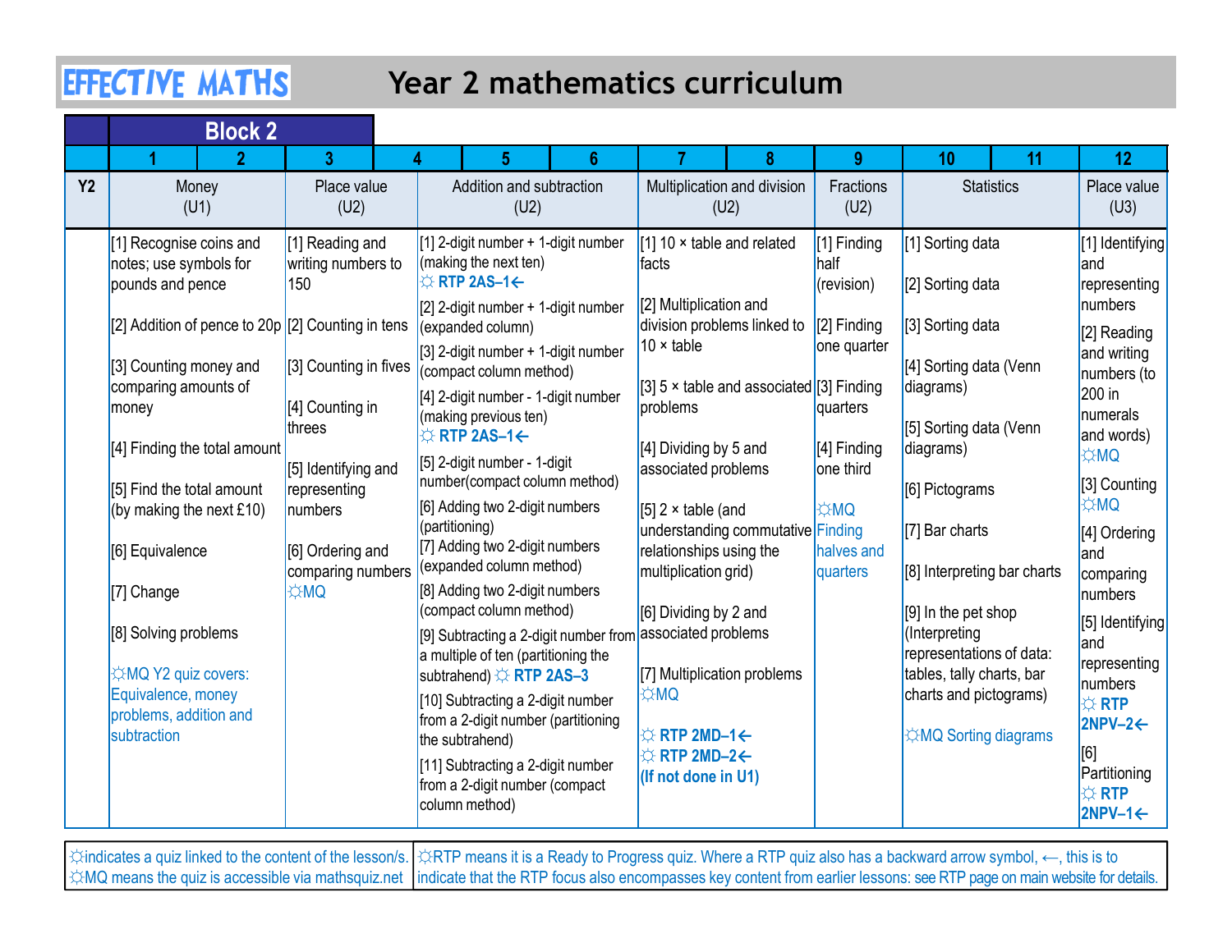# EFFECTIVE MATHS — Year 2 mathematics curriculum

| | Block 2 | | | | | | | | | | | |
|---|---|---|---|---|---|---|---|---|---|---|---|---|
| | 1 | 2 | 3 | 4 | 5 | 6 | 7 | 8 | 9 | 10 | 11 | 12 |
| Y2 | Money (U1) | | Place value (U2) | Addition and subtraction (U2) | | | Multiplication and division (U2) | | Fractions (U2) | Statistics | | Place value (U3) |
| | [1] Recognise coins and notes; use symbols for pounds and pence<br><br>[2] Addition of pence to 20p<br><br>[3] Counting money and comparing amounts of money<br><br>[4] Finding the total amount<br><br>[5] Find the total amount (by making the next £10)<br><br>[6] Equivalence<br><br>[7] Change<br><br>[8] Solving problems<br><br>☼MQ Y2 quiz covers: Equivalence, money problems, addition and subtraction | | [1] Reading and writing numbers to 150<br><br>[2] Counting in tens<br><br>[3] Counting in fives<br><br>[4] Counting in threes<br><br>[5] Identifying and representing numbers<br><br>[6] Ordering and comparing numbers ☼MQ | [1] 2-digit number + 1-digit number (making the next ten) ☼ **RTP 2AS–1←**<br><br>[2] 2-digit number + 1-digit number (expanded column)<br><br>[3] 2-digit number + 1-digit number (compact column method)<br><br>[4] 2-digit number - 1-digit number (making previous ten) ☼ **RTP 2AS–1←**<br><br>[5] 2-digit number - 1-digit number(compact column method)<br><br>[6] Adding two 2-digit numbers (partitioning)<br><br>[7] Adding two 2-digit numbers (expanded column method)<br><br>[8] Adding two 2-digit numbers (compact column method)<br><br>[9] Subtracting a 2-digit number from a multiple of ten (partitioning the subtrahend) ☼ **RTP 2AS–3**<br><br>[10] Subtracting a 2-digit number from a 2-digit number (partitioning the subtrahend)<br><br>[11] Subtracting a 2-digit number from a 2-digit number (compact column method) | | | [1] 10 × table and related facts<br><br>[2] Multiplication and division problems linked to 10 × table<br><br>[3] 5 × table and associated problems<br><br>[4] Dividing by 5 and associated problems<br><br>[5] 2 × table (and understanding commutative relationships using the multiplication grid)<br><br>[6] Dividing by 2 and associated problems<br><br>[7] Multiplication problems ☼MQ<br><br>☼ **RTP 2MD–1←**<br>☼ **RTP 2MD–2←**<br>**(If not done in U1)** | | [1] Finding half (revision)<br><br>[2] Finding one quarter<br><br>[3] Finding quarters<br><br>[4] Finding one third<br><br>☼MQ Finding halves and quarters | [1] Sorting data<br><br>[2] Sorting data<br><br>[3] Sorting data<br><br>[4] Sorting data (Venn diagrams)<br><br>[5] Sorting data (Venn diagrams)<br><br>[6] Pictograms<br><br>[7] Bar charts<br><br>[8] Interpreting bar charts<br><br>[9] In the pet shop (Interpreting representations of data: tables, tally charts, bar charts and pictograms)<br><br>☼MQ Sorting diagrams | | [1] Identifying and representing numbers<br><br>[2] Reading and writing numbers (to 200 in numerals and words) ☼MQ<br><br>[3] Counting ☼MQ<br><br>[4] Ordering and comparing numbers<br><br>[5] Identifying and representing numbers ☼ **RTP 2NPV–2←**<br><br>[6] Partitioning ☼ **RTP 2NPV–1←** |

| | |
|---|---|
| ☼indicates a quiz linked to the content of the lesson/s. ☼MQ means the quiz is accessible via mathsquiz.net | ☼RTP means it is a Ready to Progress quiz. Where a RTP quiz also has a backward arrow symbol, ←, this is to indicate that the RTP focus also encompasses key content from earlier lessons: see RTP page on main website for details. |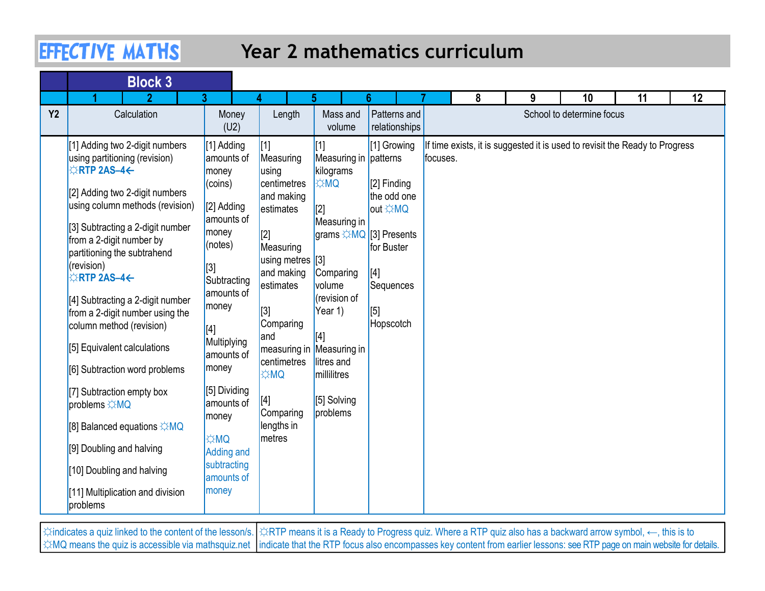# EFFECTIVE MATHS — Year 2 mathematics curriculum

## Block 3

| | 1–2 | 3 | 4 | 5 | 6 | 7–12 |
|---|---|---|---|---|---|---|
| **Y2** | Calculation | Money (U2) | Length | Mass and volume | Patterns and relationships | School to determine focus |
| | [1] Adding two 2-digit numbers using partitioning (revision) ☼RTP 2AS–4← <br><br> [2] Adding two 2-digit numbers using column methods (revision) <br><br> [3] Subtracting a 2-digit number from a 2-digit number by partitioning the subtrahend (revision) ☼RTP 2AS–4← <br><br> [4] Subtracting a 2-digit number from a 2-digit number using the column method (revision) <br><br> [5] Equivalent calculations <br><br> [6] Subtraction word problems <br><br> [7] Subtraction empty box problems ☼MQ <br><br> [8] Balanced equations ☼MQ <br><br> [9] Doubling and halving <br><br> [10] Doubling and halving <br><br> [11] Multiplication and division problems | [1] Adding amounts of money (coins) <br><br> [2] Adding amounts of money (notes) <br><br> [3] Subtracting amounts of money <br><br> [4] Multiplying amounts of money <br><br> [5] Dividing amounts of money <br><br> ☼MQ Adding and subtracting amounts of money | [1] Measuring using centimetres and making estimates <br><br> [2] Measuring using metres and making estimates <br><br> [3] Comparing and measuring in centimetres ☼MQ <br><br> [4] Comparing lengths in metres | [1] Measuring in kilograms ☼MQ <br><br> [2] Measuring in grams ☼MQ <br><br> [3] Comparing volume (revision of Year 1) <br><br> [4] Measuring in litres and millilitres <br><br> [5] Solving problems | [1] Growing patterns <br><br> [2] Finding the odd one out ☼MQ <br><br> [3] Presents for Buster <br><br> [4] Sequences <br><br> [5] Hopscotch | If time exists, it is suggested it is used to revisit the Ready to Progress focuses. |

☼indicates a quiz linked to the content of the lesson/s. ☼MQ means the quiz is accessible via mathsquiz.net

☼RTP means it is a Ready to Progress quiz. Where a RTP quiz also has a backward arrow symbol, ←, this is to indicate that the RTP focus also encompasses key content from earlier lessons: see RTP page on main website for details.